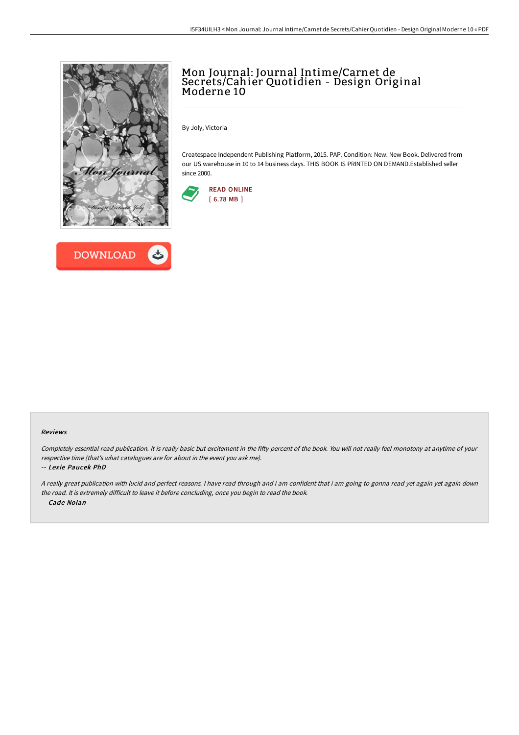# Mon Journal: Journal Intime/Carnet de Secrets/Cahier Quotidien - Design Original Moderne 10

By Joly, Victoria

Createspace Independent Publishing Platform, 2015. PAP. Condition: New. New Book. Delivered from our US warehouse in 10 to 14 business days. THIS BOOK IS PRINTED ON DEMAND.Established seller since 2000.

READ ONLINE
[ 6.78 MB ]

DOWNLOAD

#### Reviews

*Completely essential read publication. It is really basic but excitement in the fifty percent of the book. You will not really feel monotony at anytime of your respective time (that's what catalogues are for about in the event you ask me).*

*-- Lexie Paucek PhD*

*A really great publication with lucid and perfect reasons. I have read through and i am confident that i am going to gonna read yet again yet again down the road. It is extremely difficult to leave it before concluding, once you begin to read the book.*

*-- Cade Nolan*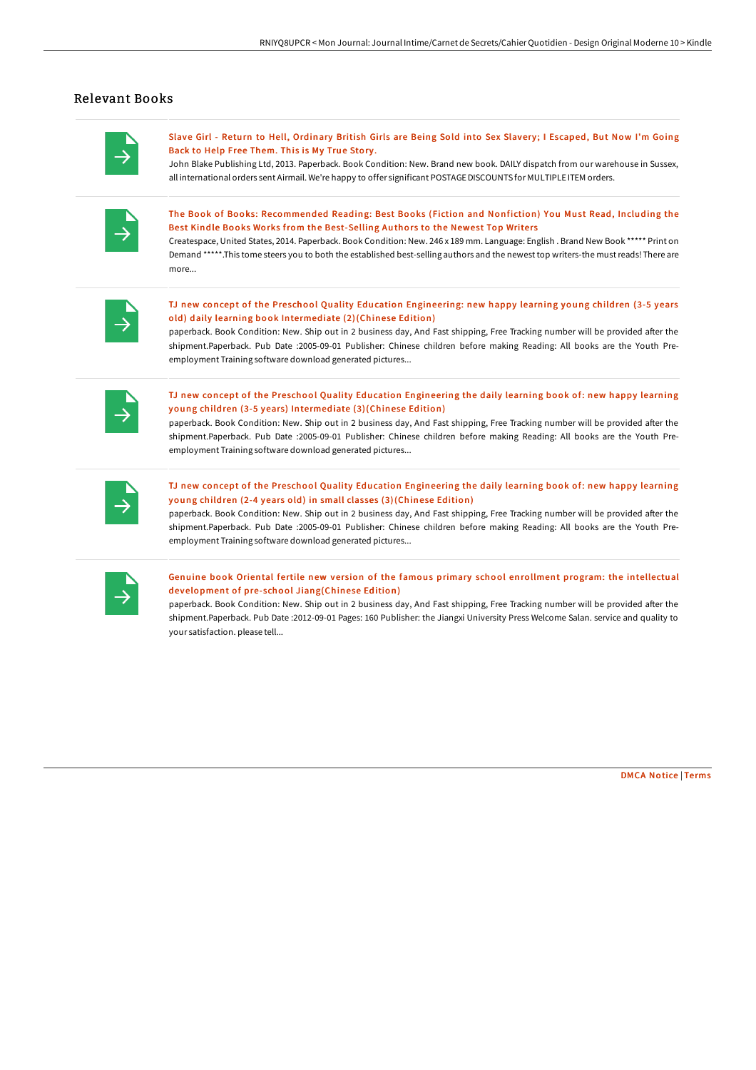## Relevant Books

**Slave Girl - Return to Hell, Ordinary British Girls are Being Sold into Sex Slavery; I Escaped, But Now I'm Going Back to Help Free Them. This is My True Story.**

John Blake Publishing Ltd, 2013. Paperback. Book Condition: New. Brand new book. DAILY dispatch from our warehouse in Sussex, all international orders sent Airmail. We're happy to offer significant POSTAGE DISCOUNTS for MULTIPLE ITEM orders.

**The Book of Books: Recommended Reading: Best Books (Fiction and Nonfiction) You Must Read, Including the Best Kindle Books Works from the Best-Selling Authors to the Newest Top Writers**

Createspace, United States, 2014. Paperback. Book Condition: New. 246 x 189 mm. Language: English . Brand New Book ***** Print on Demand *****.This tome steers you to both the established best-selling authors and the newest top writers-the must reads! There are more...

**TJ new concept of the Preschool Quality Education Engineering: new happy learning young children (3-5 years old) daily learning book Intermediate (2)(Chinese Edition)**

paperback. Book Condition: New. Ship out in 2 business day, And Fast shipping, Free Tracking number will be provided after the shipment.Paperback. Pub Date :2005-09-01 Publisher: Chinese children before making Reading: All books are the Youth Pre-employment Training software download generated pictures...

**TJ new concept of the Preschool Quality Education Engineering the daily learning book of: new happy learning young children (3-5 years) Intermediate (3)(Chinese Edition)**

paperback. Book Condition: New. Ship out in 2 business day, And Fast shipping, Free Tracking number will be provided after the shipment.Paperback. Pub Date :2005-09-01 Publisher: Chinese children before making Reading: All books are the Youth Pre-employment Training software download generated pictures...

**TJ new concept of the Preschool Quality Education Engineering the daily learning book of: new happy learning young children (2-4 years old) in small classes (3)(Chinese Edition)**

paperback. Book Condition: New. Ship out in 2 business day, And Fast shipping, Free Tracking number will be provided after the shipment.Paperback. Pub Date :2005-09-01 Publisher: Chinese children before making Reading: All books are the Youth Pre-employment Training software download generated pictures...

**Genuine book Oriental fertile new version of the famous primary school enrollment program: the intellectual development of pre-school Jiang(Chinese Edition)**

paperback. Book Condition: New. Ship out in 2 business day, And Fast shipping, Free Tracking number will be provided after the shipment.Paperback. Pub Date :2012-09-01 Pages: 160 Publisher: the Jiangxi University Press Welcome Salan. service and quality to your satisfaction. please tell...